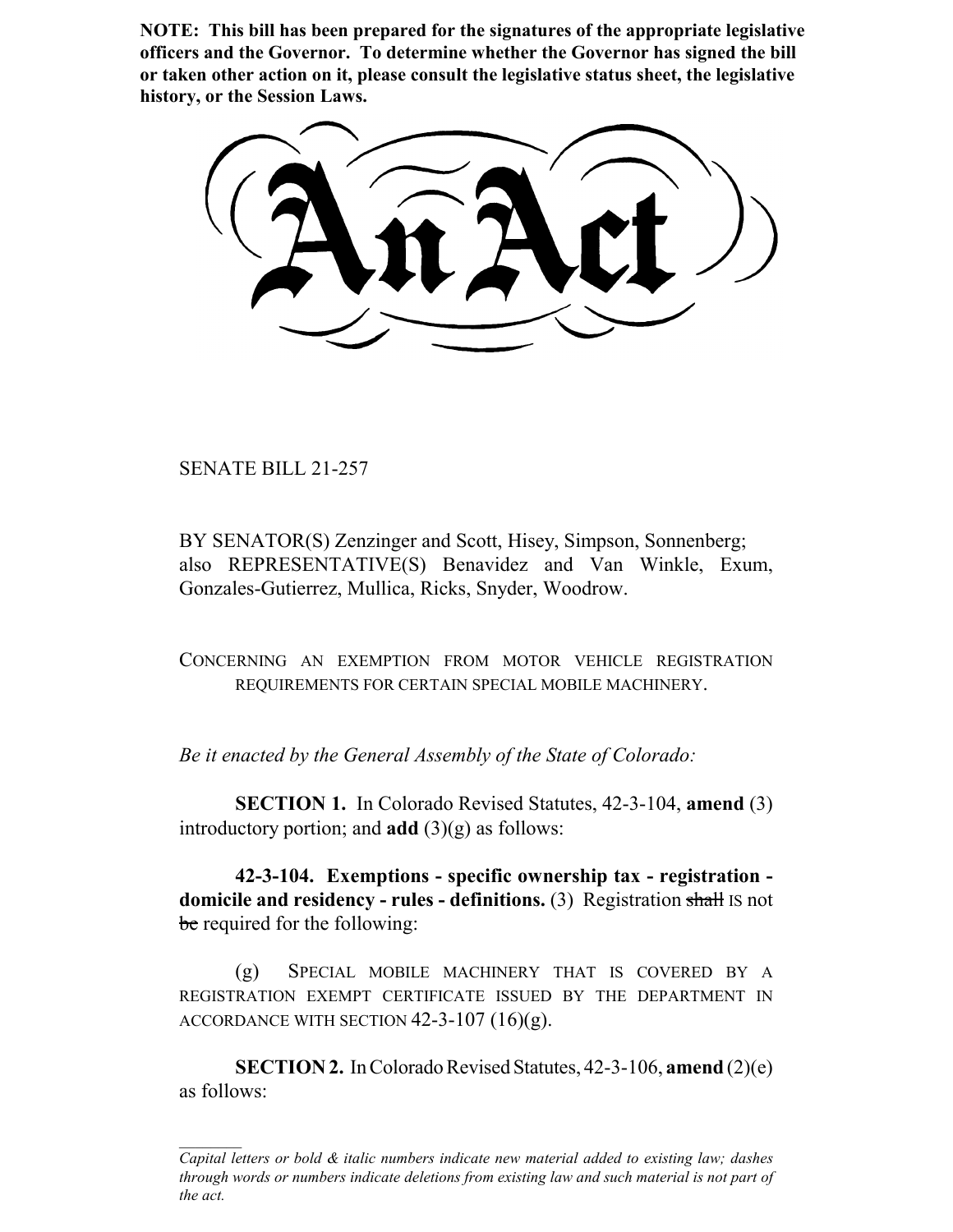**NOTE: This bill has been prepared for the signatures of the appropriate legislative officers and the Governor. To determine whether the Governor has signed the bill or taken other action on it, please consult the legislative status sheet, the legislative history, or the Session Laws.**

# An Act

SENATE BILL 21-257

BY SENATOR(S) Zenzinger and Scott, Hisey, Simpson, Sonnenberg; also REPRESENTATIVE(S) Benavidez and Van Winkle, Exum, Gonzales-Gutierrez, Mullica, Ricks, Snyder, Woodrow.

CONCERNING AN EXEMPTION FROM MOTOR VEHICLE REGISTRATION REQUIREMENTS FOR CERTAIN SPECIAL MOBILE MACHINERY.

*Be it enacted by the General Assembly of the State of Colorado:*

**SECTION 1.** In Colorado Revised Statutes, 42-3-104, **amend** (3) introductory portion; and **add** (3)(g) as follows:

**42-3-104. Exemptions - specific ownership tax - registration - domicile and residency - rules - definitions.** (3) Registration ~~shall~~ IS not ~~be~~ required for the following:

(g) SPECIAL MOBILE MACHINERY THAT IS COVERED BY A REGISTRATION EXEMPT CERTIFICATE ISSUED BY THE DEPARTMENT IN ACCORDANCE WITH SECTION 42-3-107 (16)(g).

**SECTION 2.** In Colorado Revised Statutes, 42-3-106, **amend** (2)(e) as follows:

*Capital letters or bold & italic numbers indicate new material added to existing law; dashes through words or numbers indicate deletions from existing law and such material is not part of the act.*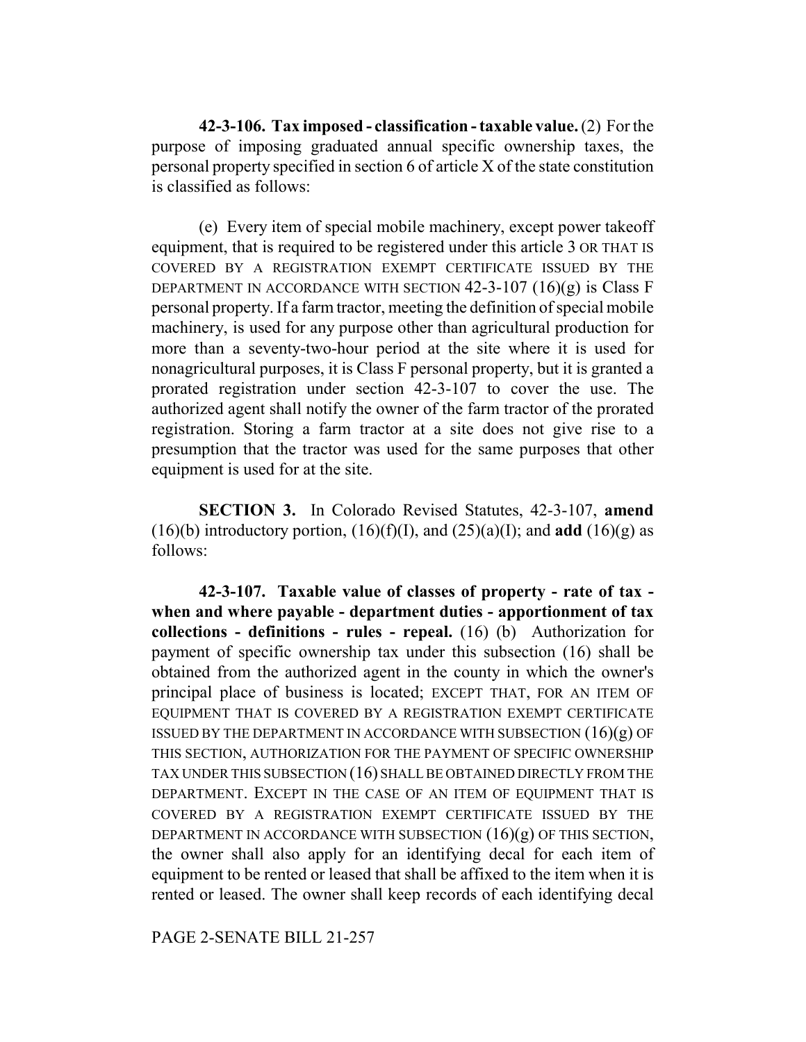**42-3-106. Tax imposed - classification - taxable value.** (2) For the purpose of imposing graduated annual specific ownership taxes, the personal property specified in section 6 of article X of the state constitution is classified as follows:

(e) Every item of special mobile machinery, except power takeoff equipment, that is required to be registered under this article 3 OR THAT IS COVERED BY A REGISTRATION EXEMPT CERTIFICATE ISSUED BY THE DEPARTMENT IN ACCORDANCE WITH SECTION 42-3-107 (16)(g) is Class F personal property. If a farm tractor, meeting the definition of special mobile machinery, is used for any purpose other than agricultural production for more than a seventy-two-hour period at the site where it is used for nonagricultural purposes, it is Class F personal property, but it is granted a prorated registration under section 42-3-107 to cover the use. The authorized agent shall notify the owner of the farm tractor of the prorated registration. Storing a farm tractor at a site does not give rise to a presumption that the tractor was used for the same purposes that other equipment is used for at the site.

**SECTION 3.** In Colorado Revised Statutes, 42-3-107, **amend** (16)(b) introductory portion, (16)(f)(I), and (25)(a)(I); and **add** (16)(g) as follows:

**42-3-107. Taxable value of classes of property - rate of tax - when and where payable - department duties - apportionment of tax collections - definitions - rules - repeal.** (16) (b) Authorization for payment of specific ownership tax under this subsection (16) shall be obtained from the authorized agent in the county in which the owner's principal place of business is located; EXCEPT THAT, FOR AN ITEM OF EQUIPMENT THAT IS COVERED BY A REGISTRATION EXEMPT CERTIFICATE ISSUED BY THE DEPARTMENT IN ACCORDANCE WITH SUBSECTION (16)(g) OF THIS SECTION, AUTHORIZATION FOR THE PAYMENT OF SPECIFIC OWNERSHIP TAX UNDER THIS SUBSECTION (16) SHALL BE OBTAINED DIRECTLY FROM THE DEPARTMENT. EXCEPT IN THE CASE OF AN ITEM OF EQUIPMENT THAT IS COVERED BY A REGISTRATION EXEMPT CERTIFICATE ISSUED BY THE DEPARTMENT IN ACCORDANCE WITH SUBSECTION (16)(g) OF THIS SECTION, the owner shall also apply for an identifying decal for each item of equipment to be rented or leased that shall be affixed to the item when it is rented or leased. The owner shall keep records of each identifying decal

PAGE 2-SENATE BILL 21-257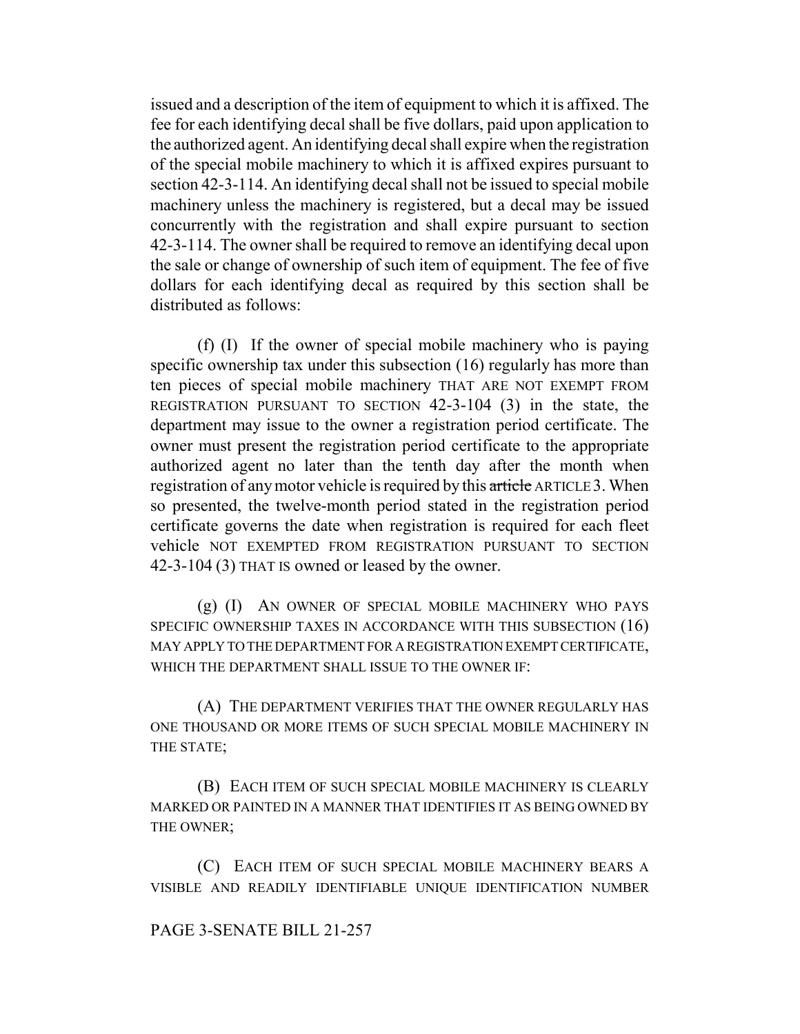issued and a description of the item of equipment to which it is affixed. The fee for each identifying decal shall be five dollars, paid upon application to the authorized agent. An identifying decal shall expire when the registration of the special mobile machinery to which it is affixed expires pursuant to section 42-3-114. An identifying decal shall not be issued to special mobile machinery unless the machinery is registered, but a decal may be issued concurrently with the registration and shall expire pursuant to section 42-3-114. The owner shall be required to remove an identifying decal upon the sale or change of ownership of such item of equipment. The fee of five dollars for each identifying decal as required by this section shall be distributed as follows:

(f) (I) If the owner of special mobile machinery who is paying specific ownership tax under this subsection (16) regularly has more than ten pieces of special mobile machinery THAT ARE NOT EXEMPT FROM REGISTRATION PURSUANT TO SECTION 42-3-104 (3) in the state, the department may issue to the owner a registration period certificate. The owner must present the registration period certificate to the appropriate authorized agent no later than the tenth day after the month when registration of any motor vehicle is required by this ~~article~~ ARTICLE 3. When so presented, the twelve-month period stated in the registration period certificate governs the date when registration is required for each fleet vehicle NOT EXEMPTED FROM REGISTRATION PURSUANT TO SECTION 42-3-104 (3) THAT IS owned or leased by the owner.

(g) (I) AN OWNER OF SPECIAL MOBILE MACHINERY WHO PAYS SPECIFIC OWNERSHIP TAXES IN ACCORDANCE WITH THIS SUBSECTION (16) MAY APPLY TO THE DEPARTMENT FOR A REGISTRATION EXEMPT CERTIFICATE, WHICH THE DEPARTMENT SHALL ISSUE TO THE OWNER IF:

(A) THE DEPARTMENT VERIFIES THAT THE OWNER REGULARLY HAS ONE THOUSAND OR MORE ITEMS OF SUCH SPECIAL MOBILE MACHINERY IN THE STATE;

(B) EACH ITEM OF SUCH SPECIAL MOBILE MACHINERY IS CLEARLY MARKED OR PAINTED IN A MANNER THAT IDENTIFIES IT AS BEING OWNED BY THE OWNER;

(C) EACH ITEM OF SUCH SPECIAL MOBILE MACHINERY BEARS A VISIBLE AND READILY IDENTIFIABLE UNIQUE IDENTIFICATION NUMBER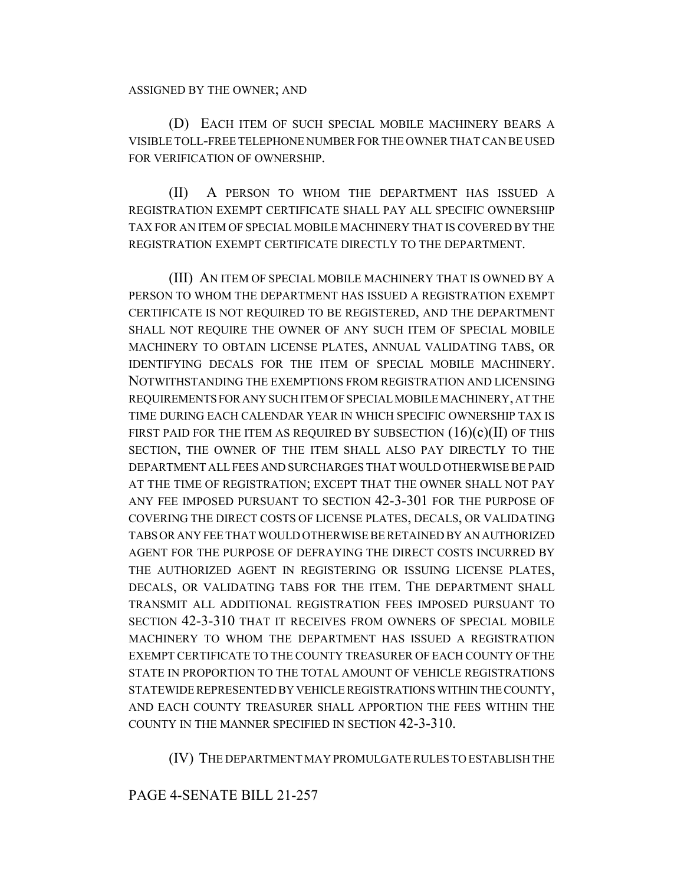ASSIGNED BY THE OWNER; AND

(D) EACH ITEM OF SUCH SPECIAL MOBILE MACHINERY BEARS A VISIBLE TOLL-FREE TELEPHONE NUMBER FOR THE OWNER THAT CAN BE USED FOR VERIFICATION OF OWNERSHIP.

(II) A PERSON TO WHOM THE DEPARTMENT HAS ISSUED A REGISTRATION EXEMPT CERTIFICATE SHALL PAY ALL SPECIFIC OWNERSHIP TAX FOR AN ITEM OF SPECIAL MOBILE MACHINERY THAT IS COVERED BY THE REGISTRATION EXEMPT CERTIFICATE DIRECTLY TO THE DEPARTMENT.

(III) AN ITEM OF SPECIAL MOBILE MACHINERY THAT IS OWNED BY A PERSON TO WHOM THE DEPARTMENT HAS ISSUED A REGISTRATION EXEMPT CERTIFICATE IS NOT REQUIRED TO BE REGISTERED, AND THE DEPARTMENT SHALL NOT REQUIRE THE OWNER OF ANY SUCH ITEM OF SPECIAL MOBILE MACHINERY TO OBTAIN LICENSE PLATES, ANNUAL VALIDATING TABS, OR IDENTIFYING DECALS FOR THE ITEM OF SPECIAL MOBILE MACHINERY. NOTWITHSTANDING THE EXEMPTIONS FROM REGISTRATION AND LICENSING REQUIREMENTS FOR ANY SUCH ITEM OF SPECIAL MOBILE MACHINERY, AT THE TIME DURING EACH CALENDAR YEAR IN WHICH SPECIFIC OWNERSHIP TAX IS FIRST PAID FOR THE ITEM AS REQUIRED BY SUBSECTION (16)(c)(II) OF THIS SECTION, THE OWNER OF THE ITEM SHALL ALSO PAY DIRECTLY TO THE DEPARTMENT ALL FEES AND SURCHARGES THAT WOULD OTHERWISE BE PAID AT THE TIME OF REGISTRATION; EXCEPT THAT THE OWNER SHALL NOT PAY ANY FEE IMPOSED PURSUANT TO SECTION 42-3-301 FOR THE PURPOSE OF COVERING THE DIRECT COSTS OF LICENSE PLATES, DECALS, OR VALIDATING TABS OR ANY FEE THAT WOULD OTHERWISE BE RETAINED BY AN AUTHORIZED AGENT FOR THE PURPOSE OF DEFRAYING THE DIRECT COSTS INCURRED BY THE AUTHORIZED AGENT IN REGISTERING OR ISSUING LICENSE PLATES, DECALS, OR VALIDATING TABS FOR THE ITEM. THE DEPARTMENT SHALL TRANSMIT ALL ADDITIONAL REGISTRATION FEES IMPOSED PURSUANT TO SECTION 42-3-310 THAT IT RECEIVES FROM OWNERS OF SPECIAL MOBILE MACHINERY TO WHOM THE DEPARTMENT HAS ISSUED A REGISTRATION EXEMPT CERTIFICATE TO THE COUNTY TREASURER OF EACH COUNTY OF THE STATE IN PROPORTION TO THE TOTAL AMOUNT OF VEHICLE REGISTRATIONS STATEWIDE REPRESENTED BY VEHICLE REGISTRATIONS WITHIN THE COUNTY, AND EACH COUNTY TREASURER SHALL APPORTION THE FEES WITHIN THE COUNTY IN THE MANNER SPECIFIED IN SECTION 42-3-310.

(IV) THE DEPARTMENT MAY PROMULGATE RULES TO ESTABLISH THE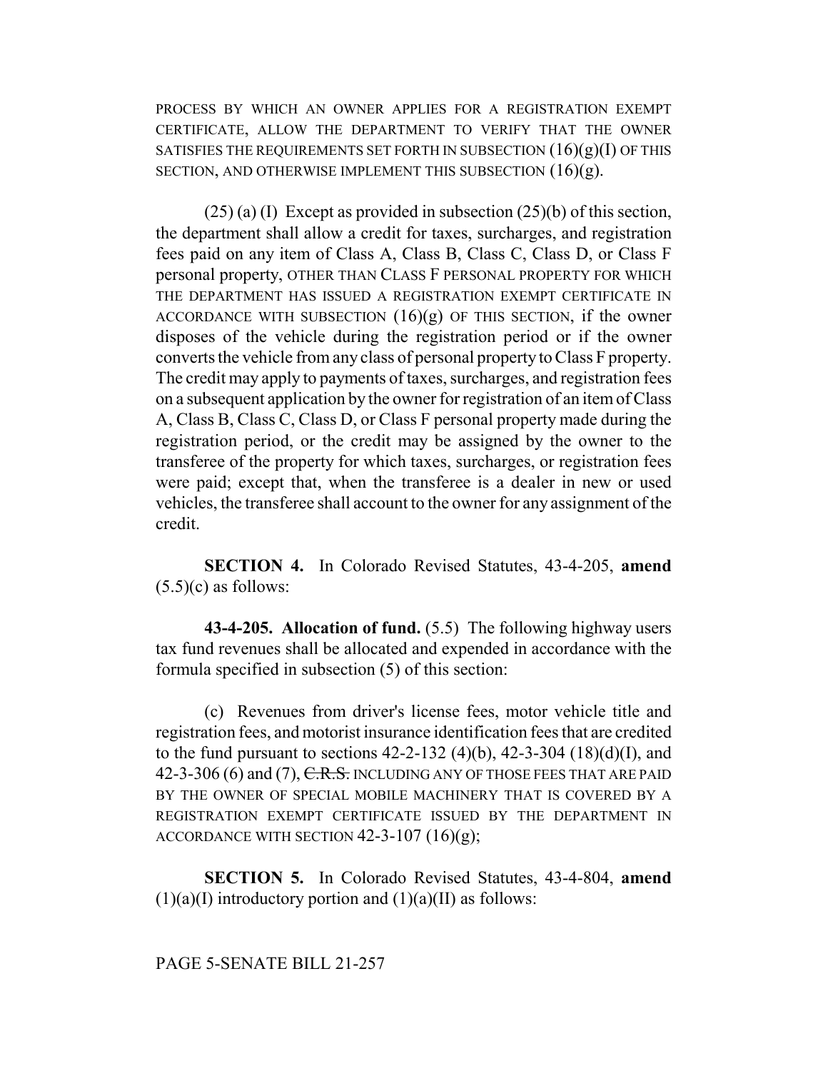PROCESS BY WHICH AN OWNER APPLIES FOR A REGISTRATION EXEMPT CERTIFICATE, ALLOW THE DEPARTMENT TO VERIFY THAT THE OWNER SATISFIES THE REQUIREMENTS SET FORTH IN SUBSECTION (16)(g)(I) OF THIS SECTION, AND OTHERWISE IMPLEMENT THIS SUBSECTION (16)(g).

(25) (a) (I) Except as provided in subsection (25)(b) of this section, the department shall allow a credit for taxes, surcharges, and registration fees paid on any item of Class A, Class B, Class C, Class D, or Class F personal property, OTHER THAN CLASS F PERSONAL PROPERTY FOR WHICH THE DEPARTMENT HAS ISSUED A REGISTRATION EXEMPT CERTIFICATE IN ACCORDANCE WITH SUBSECTION (16)(g) OF THIS SECTION, if the owner disposes of the vehicle during the registration period or if the owner converts the vehicle from any class of personal property to Class F property. The credit may apply to payments of taxes, surcharges, and registration fees on a subsequent application by the owner for registration of an item of Class A, Class B, Class C, Class D, or Class F personal property made during the registration period, or the credit may be assigned by the owner to the transferee of the property for which taxes, surcharges, or registration fees were paid; except that, when the transferee is a dealer in new or used vehicles, the transferee shall account to the owner for any assignment of the credit.

**SECTION 4.** In Colorado Revised Statutes, 43-4-205, **amend** (5.5)(c) as follows:

**43-4-205. Allocation of fund.** (5.5) The following highway users tax fund revenues shall be allocated and expended in accordance with the formula specified in subsection (5) of this section:

(c) Revenues from driver's license fees, motor vehicle title and registration fees, and motorist insurance identification fees that are credited to the fund pursuant to sections 42-2-132 (4)(b), 42-3-304 (18)(d)(I), and 42-3-306 (6) and (7), ~~C.R.S.~~ INCLUDING ANY OF THOSE FEES THAT ARE PAID BY THE OWNER OF SPECIAL MOBILE MACHINERY THAT IS COVERED BY A REGISTRATION EXEMPT CERTIFICATE ISSUED BY THE DEPARTMENT IN ACCORDANCE WITH SECTION 42-3-107 (16)(g);

**SECTION 5.** In Colorado Revised Statutes, 43-4-804, **amend** (1)(a)(I) introductory portion and (1)(a)(II) as follows: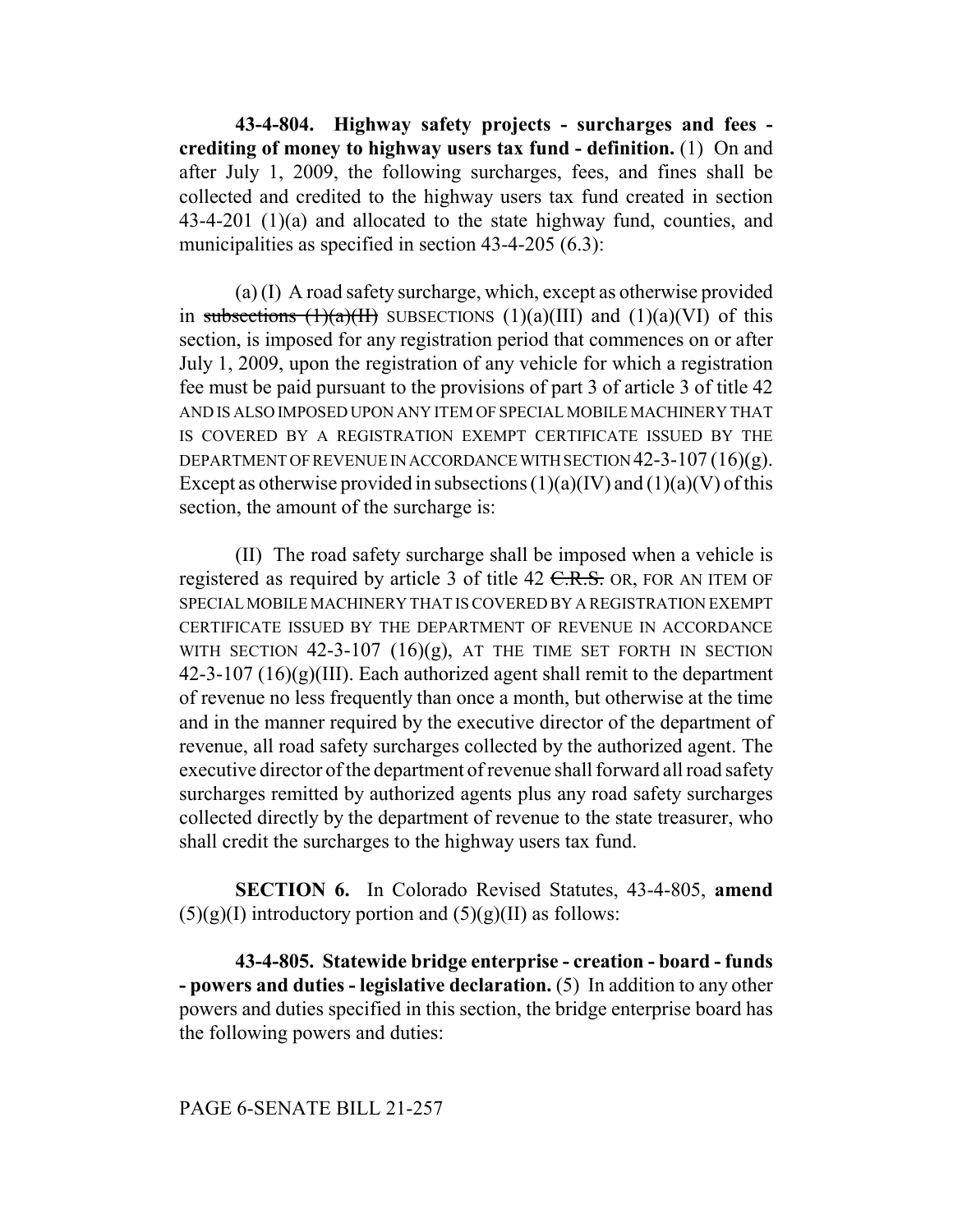**43-4-804. Highway safety projects - surcharges and fees - crediting of money to highway users tax fund - definition.** (1) On and after July 1, 2009, the following surcharges, fees, and fines shall be collected and credited to the highway users tax fund created in section 43-4-201 (1)(a) and allocated to the state highway fund, counties, and municipalities as specified in section 43-4-205 (6.3):

(a) (I) A road safety surcharge, which, except as otherwise provided in ~~subsections (1)(a)(II)~~ SUBSECTIONS (1)(a)(III) and (1)(a)(VI) of this section, is imposed for any registration period that commences on or after July 1, 2009, upon the registration of any vehicle for which a registration fee must be paid pursuant to the provisions of part 3 of article 3 of title 42 AND IS ALSO IMPOSED UPON ANY ITEM OF SPECIAL MOBILE MACHINERY THAT IS COVERED BY A REGISTRATION EXEMPT CERTIFICATE ISSUED BY THE DEPARTMENT OF REVENUE IN ACCORDANCE WITH SECTION 42-3-107 (16)(g). Except as otherwise provided in subsections (1)(a)(IV) and (1)(a)(V) of this section, the amount of the surcharge is:

(II) The road safety surcharge shall be imposed when a vehicle is registered as required by article 3 of title 42 ~~C.R.S.~~ OR, FOR AN ITEM OF SPECIAL MOBILE MACHINERY THAT IS COVERED BY A REGISTRATION EXEMPT CERTIFICATE ISSUED BY THE DEPARTMENT OF REVENUE IN ACCORDANCE WITH SECTION 42-3-107 (16)(g), AT THE TIME SET FORTH IN SECTION 42-3-107 (16)(g)(III). Each authorized agent shall remit to the department of revenue no less frequently than once a month, but otherwise at the time and in the manner required by the executive director of the department of revenue, all road safety surcharges collected by the authorized agent. The executive director of the department of revenue shall forward all road safety surcharges remitted by authorized agents plus any road safety surcharges collected directly by the department of revenue to the state treasurer, who shall credit the surcharges to the highway users tax fund.

**SECTION 6.** In Colorado Revised Statutes, 43-4-805, **amend** (5)(g)(I) introductory portion and (5)(g)(II) as follows:

**43-4-805. Statewide bridge enterprise - creation - board - funds - powers and duties - legislative declaration.** (5) In addition to any other powers and duties specified in this section, the bridge enterprise board has the following powers and duties:

PAGE 6-SENATE BILL 21-257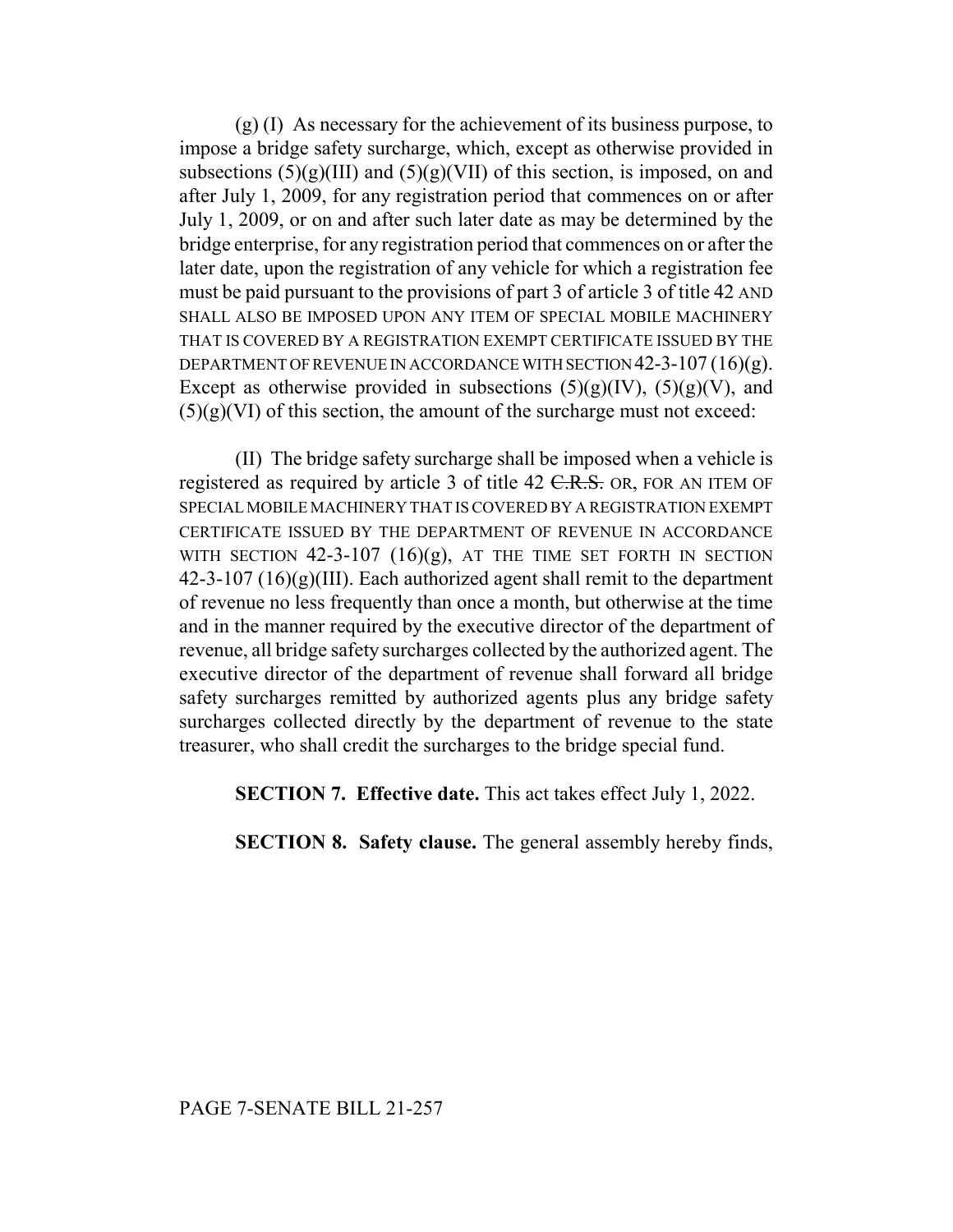(g) (I) As necessary for the achievement of its business purpose, to impose a bridge safety surcharge, which, except as otherwise provided in subsections (5)(g)(III) and (5)(g)(VII) of this section, is imposed, on and after July 1, 2009, for any registration period that commences on or after July 1, 2009, or on and after such later date as may be determined by the bridge enterprise, for any registration period that commences on or after the later date, upon the registration of any vehicle for which a registration fee must be paid pursuant to the provisions of part 3 of article 3 of title 42 AND SHALL ALSO BE IMPOSED UPON ANY ITEM OF SPECIAL MOBILE MACHINERY THAT IS COVERED BY A REGISTRATION EXEMPT CERTIFICATE ISSUED BY THE DEPARTMENT OF REVENUE IN ACCORDANCE WITH SECTION 42-3-107 (16)(g). Except as otherwise provided in subsections (5)(g)(IV), (5)(g)(V), and (5)(g)(VI) of this section, the amount of the surcharge must not exceed:

(II) The bridge safety surcharge shall be imposed when a vehicle is registered as required by article 3 of title 42 ~~C.R.S.~~ OR, FOR AN ITEM OF SPECIAL MOBILE MACHINERY THAT IS COVERED BY A REGISTRATION EXEMPT CERTIFICATE ISSUED BY THE DEPARTMENT OF REVENUE IN ACCORDANCE WITH SECTION 42-3-107 (16)(g), AT THE TIME SET FORTH IN SECTION 42-3-107 (16)(g)(III). Each authorized agent shall remit to the department of revenue no less frequently than once a month, but otherwise at the time and in the manner required by the executive director of the department of revenue, all bridge safety surcharges collected by the authorized agent. The executive director of the department of revenue shall forward all bridge safety surcharges remitted by authorized agents plus any bridge safety surcharges collected directly by the department of revenue to the state treasurer, who shall credit the surcharges to the bridge special fund.

**SECTION 7. Effective date.** This act takes effect July 1, 2022.

**SECTION 8. Safety clause.** The general assembly hereby finds,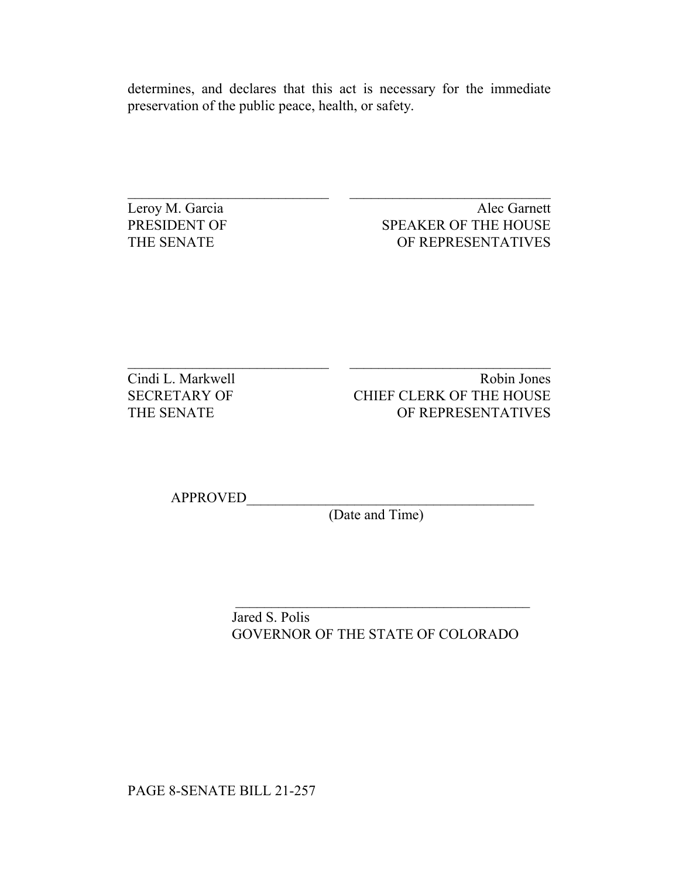determines, and declares that this act is necessary for the immediate preservation of the public peace, health, or safety.

| | |
|---|---|
| \_\_\_\_\_\_\_\_\_\_\_\_\_\_\_\_\_\_\_\_\_\_\_\_\_\_\_\_ | \_\_\_\_\_\_\_\_\_\_\_\_\_\_\_\_\_\_\_\_\_\_\_\_\_\_\_\_ |
| Leroy M. Garcia<br>PRESIDENT OF<br>THE SENATE | Alec Garnett<br>SPEAKER OF THE HOUSE<br>OF REPRESENTATIVES |

| | |
|---|---|
| \_\_\_\_\_\_\_\_\_\_\_\_\_\_\_\_\_\_\_\_\_\_\_\_\_\_\_\_ | \_\_\_\_\_\_\_\_\_\_\_\_\_\_\_\_\_\_\_\_\_\_\_\_\_\_\_\_ |
| Cindi L. Markwell<br>SECRETARY OF<br>THE SENATE | Robin Jones<br>CHIEF CLERK OF THE HOUSE<br>OF REPRESENTATIVES |

APPROVED\_\_\_\_\_\_\_\_\_\_\_\_\_\_\_\_\_\_\_\_\_\_\_\_\_\_\_\_\_\_\_\_\_\_\_\_\_\_\_\_
(Date and Time)

\_\_\_\_\_\_\_\_\_\_\_\_\_\_\_\_\_\_\_\_\_\_\_\_\_\_\_\_\_\_\_\_\_\_\_\_\_\_\_\_\_\_
Jared S. Polis
GOVERNOR OF THE STATE OF COLORADO

PAGE 8-SENATE BILL 21-257